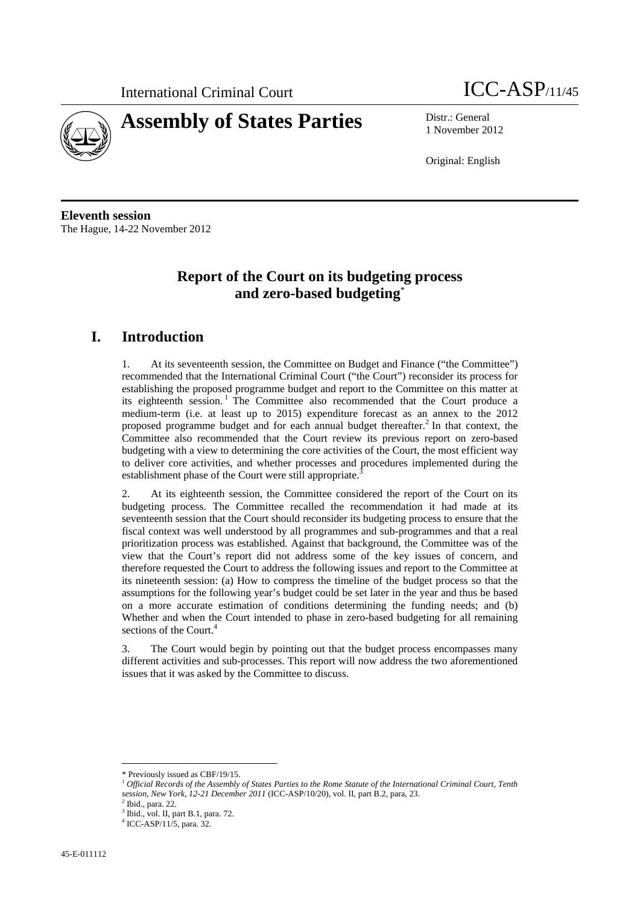International Criminal Court

ICC-ASP/11/45

# Assembly of States Parties

Distr.: General
1 November 2012

Original: English

**Eleventh session**
The Hague, 14-22 November 2012

## Report of the Court on its budgeting process and zero-based budgeting*

## I. Introduction

1. At its seventeenth session, the Committee on Budget and Finance ("the Committee") recommended that the International Criminal Court ("the Court") reconsider its process for establishing the proposed programme budget and report to the Committee on this matter at its eighteenth session.[1] The Committee also recommended that the Court produce a medium-term (i.e. at least up to 2015) expenditure forecast as an annex to the 2012 proposed programme budget and for each annual budget thereafter.[2] In that context, the Committee also recommended that the Court review its previous report on zero-based budgeting with a view to determining the core activities of the Court, the most efficient way to deliver core activities, and whether processes and procedures implemented during the establishment phase of the Court were still appropriate.[3]

2. At its eighteenth session, the Committee considered the report of the Court on its budgeting process. The Committee recalled the recommendation it had made at its seventeenth session that the Court should reconsider its budgeting process to ensure that the fiscal context was well understood by all programmes and sub-programmes and that a real prioritization process was established. Against that background, the Committee was of the view that the Court's report did not address some of the key issues of concern, and therefore requested the Court to address the following issues and report to the Committee at its nineteenth session: (a) How to compress the timeline of the budget process so that the assumptions for the following year's budget could be set later in the year and thus be based on a more accurate estimation of conditions determining the funding needs; and (b) Whether and when the Court intended to phase in zero-based budgeting for all remaining sections of the Court.[4]

3. The Court would begin by pointing out that the budget process encompasses many different activities and sub-processes. This report will now address the two aforementioned issues that it was asked by the Committee to discuss.

---

\* Previously issued as CBF/19/15.

[1] *Official Records of the Assembly of States Parties to the Rome Statute of the International Criminal Court, Tenth session, New York, 12-21 December 2011* (ICC-ASP/10/20), vol. II, part B.2, para, 23.

[2] Ibid., para. 22.

[3] Ibid., vol. II, part B.1, para. 72.

[4] ICC-ASP/11/5, para. 32.

45-E-011112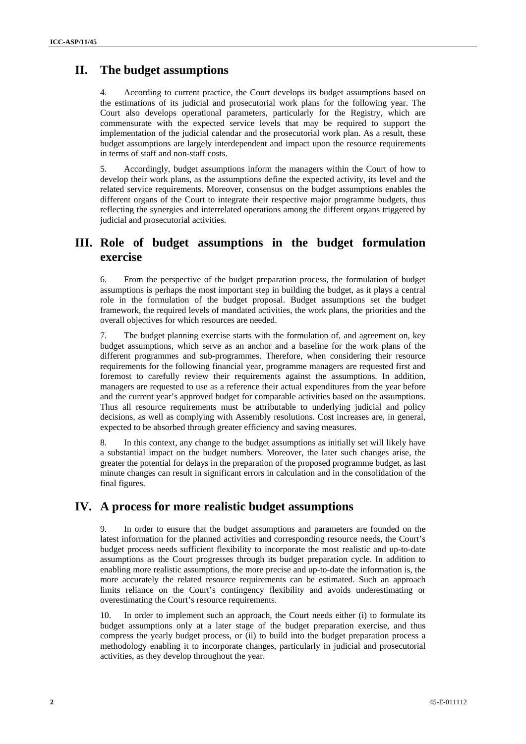## II. The budget assumptions

4. According to current practice, the Court develops its budget assumptions based on the estimations of its judicial and prosecutorial work plans for the following year. The Court also develops operational parameters, particularly for the Registry, which are commensurate with the expected service levels that may be required to support the implementation of the judicial calendar and the prosecutorial work plan. As a result, these budget assumptions are largely interdependent and impact upon the resource requirements in terms of staff and non-staff costs.

5. Accordingly, budget assumptions inform the managers within the Court of how to develop their work plans, as the assumptions define the expected activity, its level and the related service requirements. Moreover, consensus on the budget assumptions enables the different organs of the Court to integrate their respective major programme budgets, thus reflecting the synergies and interrelated operations among the different organs triggered by judicial and prosecutorial activities.

## III. Role of budget assumptions in the budget formulation exercise

6. From the perspective of the budget preparation process, the formulation of budget assumptions is perhaps the most important step in building the budget, as it plays a central role in the formulation of the budget proposal. Budget assumptions set the budget framework, the required levels of mandated activities, the work plans, the priorities and the overall objectives for which resources are needed.

7. The budget planning exercise starts with the formulation of, and agreement on, key budget assumptions, which serve as an anchor and a baseline for the work plans of the different programmes and sub-programmes. Therefore, when considering their resource requirements for the following financial year, programme managers are requested first and foremost to carefully review their requirements against the assumptions. In addition, managers are requested to use as a reference their actual expenditures from the year before and the current year's approved budget for comparable activities based on the assumptions. Thus all resource requirements must be attributable to underlying judicial and policy decisions, as well as complying with Assembly resolutions. Cost increases are, in general, expected to be absorbed through greater efficiency and saving measures.

8. In this context, any change to the budget assumptions as initially set will likely have a substantial impact on the budget numbers. Moreover, the later such changes arise, the greater the potential for delays in the preparation of the proposed programme budget, as last minute changes can result in significant errors in calculation and in the consolidation of the final figures.

## IV. A process for more realistic budget assumptions

9. In order to ensure that the budget assumptions and parameters are founded on the latest information for the planned activities and corresponding resource needs, the Court's budget process needs sufficient flexibility to incorporate the most realistic and up-to-date assumptions as the Court progresses through its budget preparation cycle. In addition to enabling more realistic assumptions, the more precise and up-to-date the information is, the more accurately the related resource requirements can be estimated. Such an approach limits reliance on the Court's contingency flexibility and avoids underestimating or overestimating the Court's resource requirements.

10. In order to implement such an approach, the Court needs either (i) to formulate its budget assumptions only at a later stage of the budget preparation exercise, and thus compress the yearly budget process, or (ii) to build into the budget preparation process a methodology enabling it to incorporate changes, particularly in judicial and prosecutorial activities, as they develop throughout the year.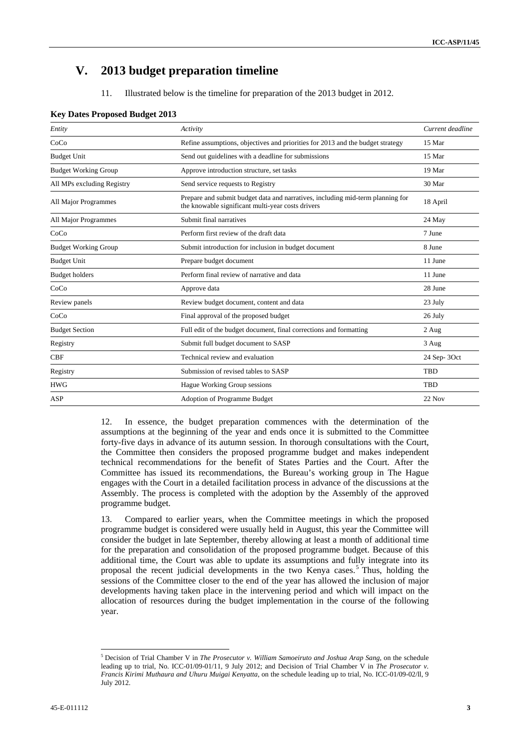# V. 2013 budget preparation timeline

11. Illustrated below is the timeline for preparation of the 2013 budget in 2012.

**Key Dates Proposed Budget 2013**

| *Entity* | *Activity* | *Current deadline* |
|---|---|---|
| CoCo | Refine assumptions, objectives and priorities for 2013 and the budget strategy | 15 Mar |
| Budget Unit | Send out guidelines with a deadline for submissions | 15 Mar |
| Budget Working Group | Approve introduction structure, set tasks | 19 Mar |
| All MPs excluding Registry | Send service requests to Registry | 30 Mar |
| All Major Programmes | Prepare and submit budget data and narratives, including mid-term planning for the knowable significant multi-year costs drivers | 18 April |
| All Major Programmes | Submit final narratives | 24 May |
| CoCo | Perform first review of the draft data | 7 June |
| Budget Working Group | Submit introduction for inclusion in budget document | 8 June |
| Budget Unit | Prepare budget document | 11 June |
| Budget holders | Perform final review of narrative and data | 11 June |
| CoCo | Approve data | 28 June |
| Review panels | Review budget document, content and data | 23 July |
| CoCo | Final approval of the proposed budget | 26 July |
| Budget Section | Full edit of the budget document, final corrections and formatting | 2 Aug |
| Registry | Submit full budget document to SASP | 3 Aug |
| CBF | Technical review and evaluation | 24 Sep- 3Oct |
| Registry | Submission of revised tables to SASP | TBD |
| HWG | Hague Working Group sessions | TBD |
| ASP | Adoption of Programme Budget | 22 Nov |

12. In essence, the budget preparation commences with the determination of the assumptions at the beginning of the year and ends once it is submitted to the Committee forty-five days in advance of its autumn session. In thorough consultations with the Court, the Committee then considers the proposed programme budget and makes independent technical recommendations for the benefit of States Parties and the Court. After the Committee has issued its recommendations, the Bureau's working group in The Hague engages with the Court in a detailed facilitation process in advance of the discussions at the Assembly. The process is completed with the adoption by the Assembly of the approved programme budget.

13. Compared to earlier years, when the Committee meetings in which the proposed programme budget is considered were usually held in August, this year the Committee will consider the budget in late September, thereby allowing at least a month of additional time for the preparation and consolidation of the proposed programme budget. Because of this additional time, the Court was able to update its assumptions and fully integrate into its proposal the recent judicial developments in the two Kenya cases.[5] Thus, holding the sessions of the Committee closer to the end of the year has allowed the inclusion of major developments having taken place in the intervening period and which will impact on the allocation of resources during the budget implementation in the course of the following year.

[5] Decision of Trial Chamber V in *The Prosecutor v. William Samoeiruto and Joshua Arap Sang*, on the schedule leading up to trial, No. ICC-01/09-01/11, 9 July 2012; and Decision of Trial Chamber V in *The Prosecutor v. Francis Kirimi Muthaura and Uhuru Muigai Kenyatta*, on the schedule leading up to trial, No. ICC-01/09-02/ll, 9 July 2012.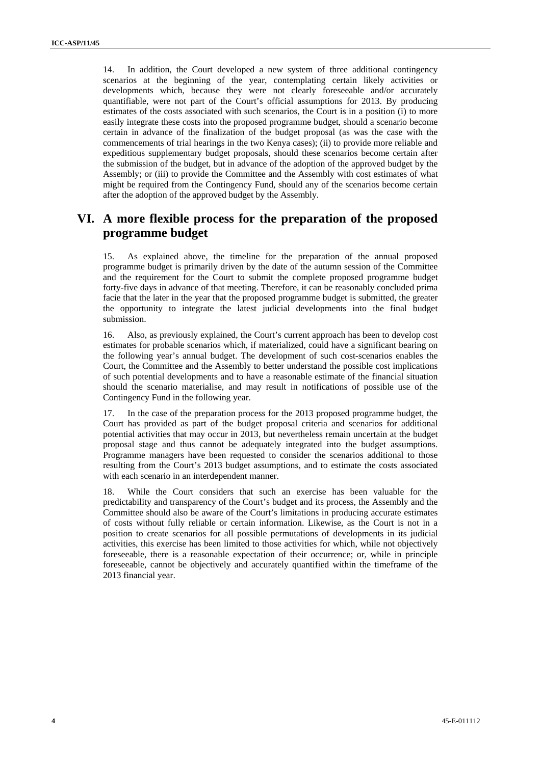14. In addition, the Court developed a new system of three additional contingency scenarios at the beginning of the year, contemplating certain likely activities or developments which, because they were not clearly foreseeable and/or accurately quantifiable, were not part of the Court's official assumptions for 2013. By producing estimates of the costs associated with such scenarios, the Court is in a position (i) to more easily integrate these costs into the proposed programme budget, should a scenario become certain in advance of the finalization of the budget proposal (as was the case with the commencements of trial hearings in the two Kenya cases); (ii) to provide more reliable and expeditious supplementary budget proposals, should these scenarios become certain after the submission of the budget, but in advance of the adoption of the approved budget by the Assembly; or (iii) to provide the Committee and the Assembly with cost estimates of what might be required from the Contingency Fund, should any of the scenarios become certain after the adoption of the approved budget by the Assembly.

# VI. A more flexible process for the preparation of the proposed programme budget

15. As explained above, the timeline for the preparation of the annual proposed programme budget is primarily driven by the date of the autumn session of the Committee and the requirement for the Court to submit the complete proposed programme budget forty-five days in advance of that meeting. Therefore, it can be reasonably concluded prima facie that the later in the year that the proposed programme budget is submitted, the greater the opportunity to integrate the latest judicial developments into the final budget submission.

16. Also, as previously explained, the Court's current approach has been to develop cost estimates for probable scenarios which, if materialized, could have a significant bearing on the following year's annual budget. The development of such cost-scenarios enables the Court, the Committee and the Assembly to better understand the possible cost implications of such potential developments and to have a reasonable estimate of the financial situation should the scenario materialise, and may result in notifications of possible use of the Contingency Fund in the following year.

17. In the case of the preparation process for the 2013 proposed programme budget, the Court has provided as part of the budget proposal criteria and scenarios for additional potential activities that may occur in 2013, but nevertheless remain uncertain at the budget proposal stage and thus cannot be adequately integrated into the budget assumptions. Programme managers have been requested to consider the scenarios additional to those resulting from the Court's 2013 budget assumptions, and to estimate the costs associated with each scenario in an interdependent manner.

18. While the Court considers that such an exercise has been valuable for the predictability and transparency of the Court's budget and its process, the Assembly and the Committee should also be aware of the Court's limitations in producing accurate estimates of costs without fully reliable or certain information. Likewise, as the Court is not in a position to create scenarios for all possible permutations of developments in its judicial activities, this exercise has been limited to those activities for which, while not objectively foreseeable, there is a reasonable expectation of their occurrence; or, while in principle foreseeable, cannot be objectively and accurately quantified within the timeframe of the 2013 financial year.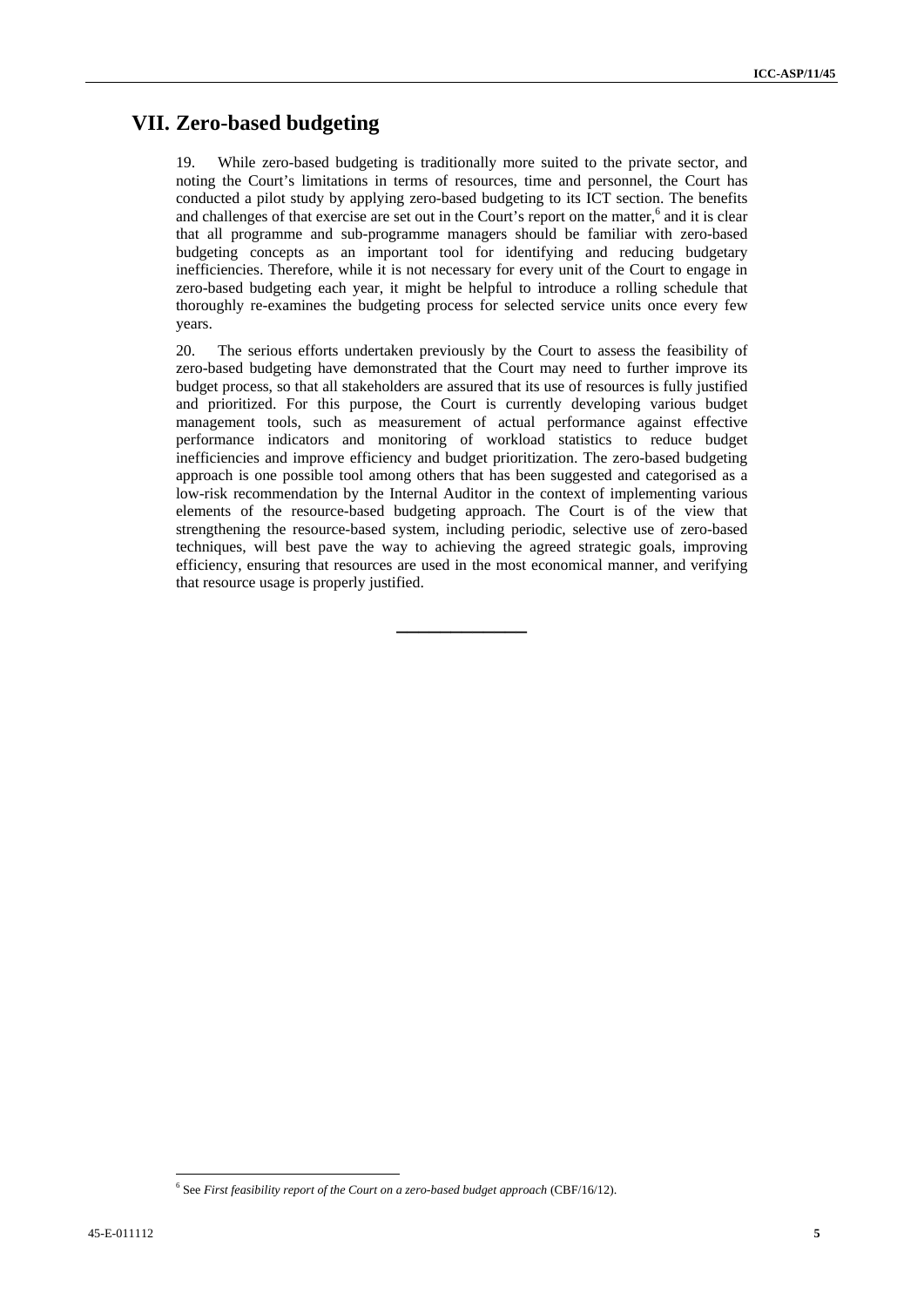# VII. Zero-based budgeting

19. While zero-based budgeting is traditionally more suited to the private sector, and noting the Court's limitations in terms of resources, time and personnel, the Court has conducted a pilot study by applying zero-based budgeting to its ICT section. The benefits and challenges of that exercise are set out in the Court's report on the matter,[6] and it is clear that all programme and sub-programme managers should be familiar with zero-based budgeting concepts as an important tool for identifying and reducing budgetary inefficiencies. Therefore, while it is not necessary for every unit of the Court to engage in zero-based budgeting each year, it might be helpful to introduce a rolling schedule that thoroughly re-examines the budgeting process for selected service units once every few years.

20. The serious efforts undertaken previously by the Court to assess the feasibility of zero-based budgeting have demonstrated that the Court may need to further improve its budget process, so that all stakeholders are assured that its use of resources is fully justified and prioritized. For this purpose, the Court is currently developing various budget management tools, such as measurement of actual performance against effective performance indicators and monitoring of workload statistics to reduce budget inefficiencies and improve efficiency and budget prioritization. The zero-based budgeting approach is one possible tool among others that has been suggested and categorised as a low-risk recommendation by the Internal Auditor in the context of implementing various elements of the resource-based budgeting approach. The Court is of the view that strengthening the resource-based system, including periodic, selective use of zero-based techniques, will best pave the way to achieving the agreed strategic goals, improving efficiency, ensuring that resources are used in the most economical manner, and verifying that resource usage is properly justified.

---

[6] See *First feasibility report of the Court on a zero-based budget approach* (CBF/16/12).